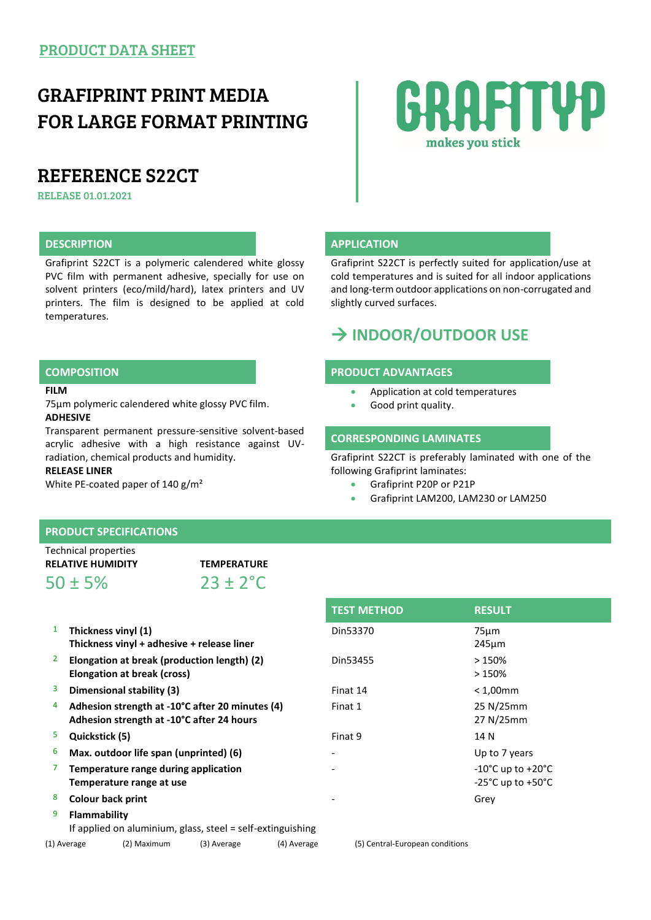PRODUCT DATA SHEET

# GRAFIPRINT PRINT MEDIA FOR LARGE FORMAT PRINTING

GRAFITYP
makes you stick

## REFERENCE S22CT

RELEASE 01.01.2021

### DESCRIPTION

Grafiprint S22CT is a polymeric calendered white glossy PVC film with permanent adhesive, specially for use on solvent printers (eco/mild/hard), latex printers and UV printers. The film is designed to be applied at cold temperatures.

### APPLICATION

Grafiprint S22CT is perfectly suited for application/use at cold temperatures and is suited for all indoor applications and long-term outdoor applications on non-corrugated and slightly curved surfaces.

## → INDOOR/OUTDOOR USE

### COMPOSITION

**FILM**

75µm polymeric calendered white glossy PVC film.

**ADHESIVE**

Transparent permanent pressure-sensitive solvent-based acrylic adhesive with a high resistance against UV-radiation, chemical products and humidity.

**RELEASE LINER**

White PE-coated paper of 140 g/m²

### PRODUCT ADVANTAGES

- Application at cold temperatures
- Good print quality.

### CORRESPONDING LAMINATES

Grafiprint S22CT is preferably laminated with one of the following Grafiprint laminates:

- Grafiprint P20P or P21P
- Grafiprint LAM200, LAM230 or LAM250

### PRODUCT SPECIFICATIONS

Technical properties

| RELATIVE HUMIDITY | TEMPERATURE |
|---|---|
| 50 ± 5% | 23 ± 2°C |

| | | TEST METHOD | RESULT |
|---|---|---|---|
| 1 | **Thickness vinyl (1)**<br>**Thickness vinyl + adhesive + release liner** | Din53370 | 75µm<br>245µm |
| 2 | **Elongation at break (production length) (2)**<br>**Elongation at break (cross)** | Din53455 | > 150%<br>> 150% |
| 3 | **Dimensional stability (3)** | Finat 14 | < 1,00mm |
| 4 | **Adhesion strength at -10°C after 20 minutes (4)**<br>**Adhesion strength at -10°C after 24 hours** | Finat 1 | 25 N/25mm<br>27 N/25mm |
| 5 | **Quickstick (5)** | Finat 9 | 14 N |
| 6 | **Max. outdoor life span (unprinted) (6)** | - | Up to 7 years |
| 7 | **Temperature range during application**<br>**Temperature range at use** | - | -10°C up to +20°C<br>-25°C up to +50°C |
| 8 | **Colour back print** | - | Grey |
| 9 | **Flammability**<br>If applied on aluminium, glass, steel = self-extinguishing | | |

(1) Average (2) Maximum (3) Average (4) Average (5) Central-European conditions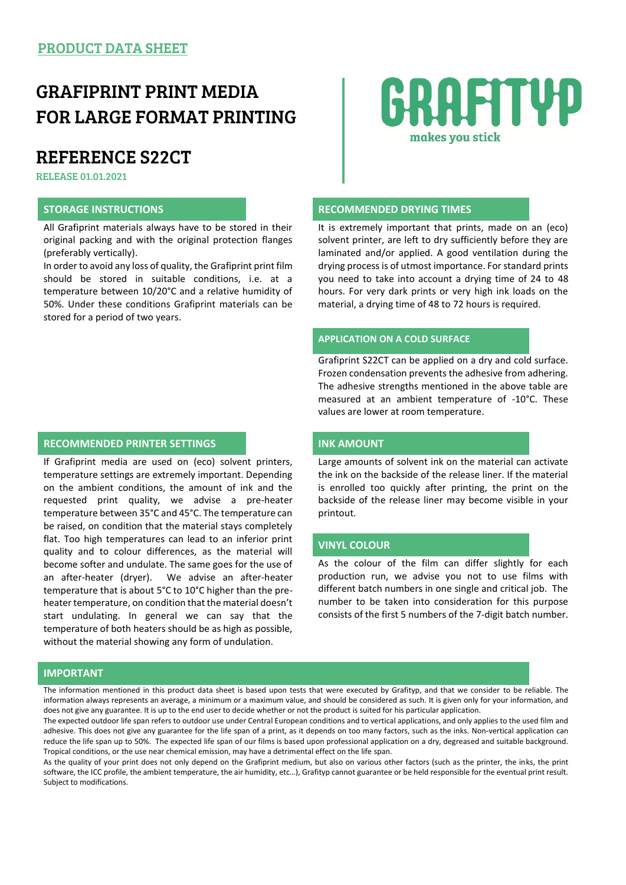PRODUCT DATA SHEET

# GRAFIPRINT PRINT MEDIA FOR LARGE FORMAT PRINTING

# REFERENCE S22CT

RELEASE 01.01.2021

GRAFITYP makes you stick

## STORAGE INSTRUCTIONS

All Grafiprint materials always have to be stored in their original packing and with the original protection flanges (preferably vertically).

In order to avoid any loss of quality, the Grafiprint print film should be stored in suitable conditions, i.e. at a temperature between 10/20°C and a relative humidity of 50%. Under these conditions Grafiprint materials can be stored for a period of two years.

## RECOMMENDED PRINTER SETTINGS

If Grafiprint media are used on (eco) solvent printers, temperature settings are extremely important. Depending on the ambient conditions, the amount of ink and the requested print quality, we advise a pre-heater temperature between 35°C and 45°C. The temperature can be raised, on condition that the material stays completely flat. Too high temperatures can lead to an inferior print quality and to colour differences, as the material will become softer and undulate. The same goes for the use of an after-heater (dryer). We advise an after-heater temperature that is about 5°C to 10°C higher than the pre-heater temperature, on condition that the material doesn't start undulating. In general we can say that the temperature of both heaters should be as high as possible, without the material showing any form of undulation.

## RECOMMENDED DRYING TIMES

It is extremely important that prints, made on an (eco) solvent printer, are left to dry sufficiently before they are laminated and/or applied. A good ventilation during the drying process is of utmost importance. For standard prints you need to take into account a drying time of 24 to 48 hours. For very dark prints or very high ink loads on the material, a drying time of 48 to 72 hours is required.

## APPLICATION ON A COLD SURFACE

Grafiprint S22CT can be applied on a dry and cold surface. Frozen condensation prevents the adhesive from adhering. The adhesive strengths mentioned in the above table are measured at an ambient temperature of -10°C. These values are lower at room temperature.

## INK AMOUNT

Large amounts of solvent ink on the material can activate the ink on the backside of the release liner. If the material is enrolled too quickly after printing, the print on the backside of the release liner may become visible in your printout.

## VINYL COLOUR

As the colour of the film can differ slightly for each production run, we advise you not to use films with different batch numbers in one single and critical job. The number to be taken into consideration for this purpose consists of the first 5 numbers of the 7-digit batch number.

## IMPORTANT

The information mentioned in this product data sheet is based upon tests that were executed by Grafityp, and that we consider to be reliable. The information always represents an average, a minimum or a maximum value, and should be considered as such. It is given only for your information, and does not give any guarantee. It is up to the end user to decide whether or not the product is suited for his particular application.

The expected outdoor life span refers to outdoor use under Central European conditions and to vertical applications, and only applies to the used film and adhesive. This does not give any guarantee for the life span of a print, as it depends on too many factors, such as the inks. Non-vertical application can reduce the life span up to 50%. The expected life span of our films is based upon professional application on a dry, degreased and suitable background. Tropical conditions, or the use near chemical emission, may have a detrimental effect on the life span.

As the quality of your print does not only depend on the Grafiprint medium, but also on various other factors (such as the printer, the inks, the print software, the ICC profile, the ambient temperature, the air humidity, etc…), Grafityp cannot guarantee or be held responsible for the eventual print result. Subject to modifications.